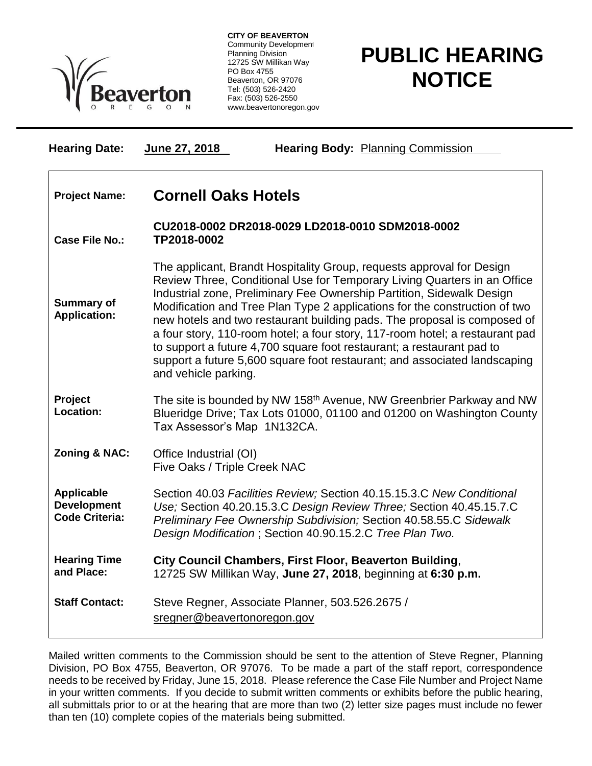**CITY OF BEAVERTON**
Community Development
Planning Division
12725 SW Millikan Way
PO Box 4755
Beaverton, OR 97076
Tel: (503) 526-2420
Fax: (503) 526-2550
www.beavertonoregon.gov

# PUBLIC HEARING NOTICE

**Hearing Date:** June 27, 2018 **Hearing Body:** Planning Commission

| | |
|---|---|
| **Project Name:** | **Cornell Oaks Hotels** |
| **Case File No.:** | **CU2018-0002 DR2018-0029 LD2018-0010 SDM2018-0002 TP2018-0002** |
| **Summary of Application:** | The applicant, Brandt Hospitality Group, requests approval for Design Review Three, Conditional Use for Temporary Living Quarters in an Office Industrial zone, Preliminary Fee Ownership Partition, Sidewalk Design Modification and Tree Plan Type 2 applications for the construction of two new hotels and two restaurant building pads. The proposal is composed of a four story, 110-room hotel; a four story, 117-room hotel; a restaurant pad to support a future 4,700 square foot restaurant; a restaurant pad to support a future 5,600 square foot restaurant; and associated landscaping and vehicle parking. |
| **Project Location:** | The site is bounded by NW 158th Avenue, NW Greenbrier Parkway and NW Blueridge Drive; Tax Lots 01000, 01100 and 01200 on Washington County Tax Assessor's Map 1N132CA. |
| **Zoning & NAC:** | Office Industrial (OI)<br>Five Oaks / Triple Creek NAC |
| **Applicable Development Code Criteria:** | Section 40.03 *Facilities Review;* Section 40.15.15.3.C *New Conditional Use;* Section 40.20.15.3.C *Design Review Three;* Section 40.45.15.7.C *Preliminary Fee Ownership Subdivision;* Section 40.58.55.C *Sidewalk Design Modification* ; Section 40.90.15.2.C *Tree Plan Two.* |
| **Hearing Time and Place:** | **City Council Chambers, First Floor, Beaverton Building**, 12725 SW Millikan Way, **June 27, 2018**, beginning at **6:30 p.m.** |
| **Staff Contact:** | Steve Regner, Associate Planner, 503.526.2675 / sregner@beavertonoregon.gov |

Mailed written comments to the Commission should be sent to the attention of Steve Regner, Planning Division, PO Box 4755, Beaverton, OR 97076. To be made a part of the staff report, correspondence needs to be received by Friday, June 15, 2018. Please reference the Case File Number and Project Name in your written comments. If you decide to submit written comments or exhibits before the public hearing, all submittals prior to or at the hearing that are more than two (2) letter size pages must include no fewer than ten (10) complete copies of the materials being submitted.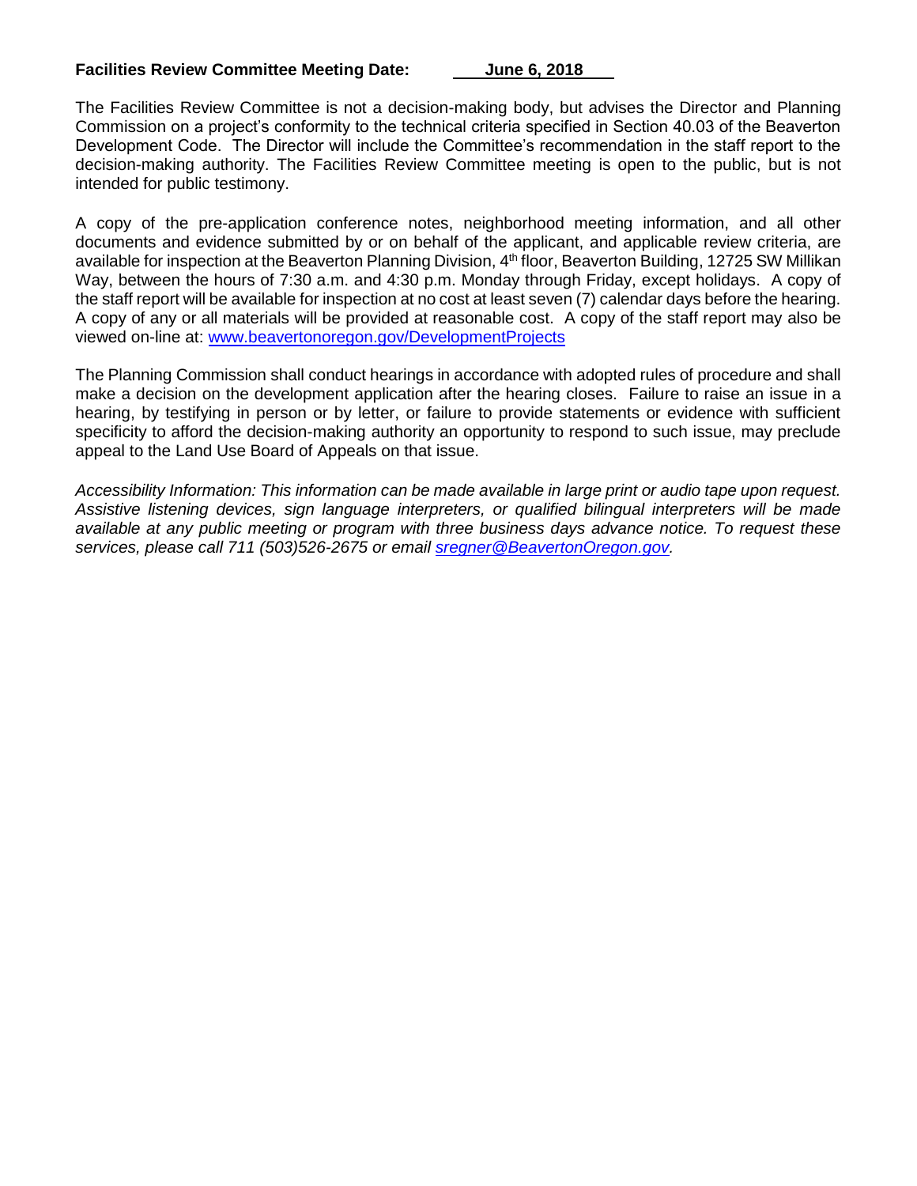**Facilities Review Committee Meeting Date: June 6, 2018**

The Facilities Review Committee is not a decision-making body, but advises the Director and Planning Commission on a project's conformity to the technical criteria specified in Section 40.03 of the Beaverton Development Code. The Director will include the Committee's recommendation in the staff report to the decision-making authority. The Facilities Review Committee meeting is open to the public, but is not intended for public testimony.

A copy of the pre-application conference notes, neighborhood meeting information, and all other documents and evidence submitted by or on behalf of the applicant, and applicable review criteria, are available for inspection at the Beaverton Planning Division, 4th floor, Beaverton Building, 12725 SW Millikan Way, between the hours of 7:30 a.m. and 4:30 p.m. Monday through Friday, except holidays. A copy of the staff report will be available for inspection at no cost at least seven (7) calendar days before the hearing. A copy of any or all materials will be provided at reasonable cost. A copy of the staff report may also be viewed on-line at: [www.beavertonoregon.gov/DevelopmentProjects](http://www.beavertonoregon.gov/DevelopmentProjects)

The Planning Commission shall conduct hearings in accordance with adopted rules of procedure and shall make a decision on the development application after the hearing closes. Failure to raise an issue in a hearing, by testifying in person or by letter, or failure to provide statements or evidence with sufficient specificity to afford the decision-making authority an opportunity to respond to such issue, may preclude appeal to the Land Use Board of Appeals on that issue.

*Accessibility Information: This information can be made available in large print or audio tape upon request. Assistive listening devices, sign language interpreters, or qualified bilingual interpreters will be made available at any public meeting or program with three business days advance notice. To request these services, please call 711 (503)526-2675 or email [sregner@BeavertonOregon.gov](mailto:sregner@BeavertonOregon.gov).*